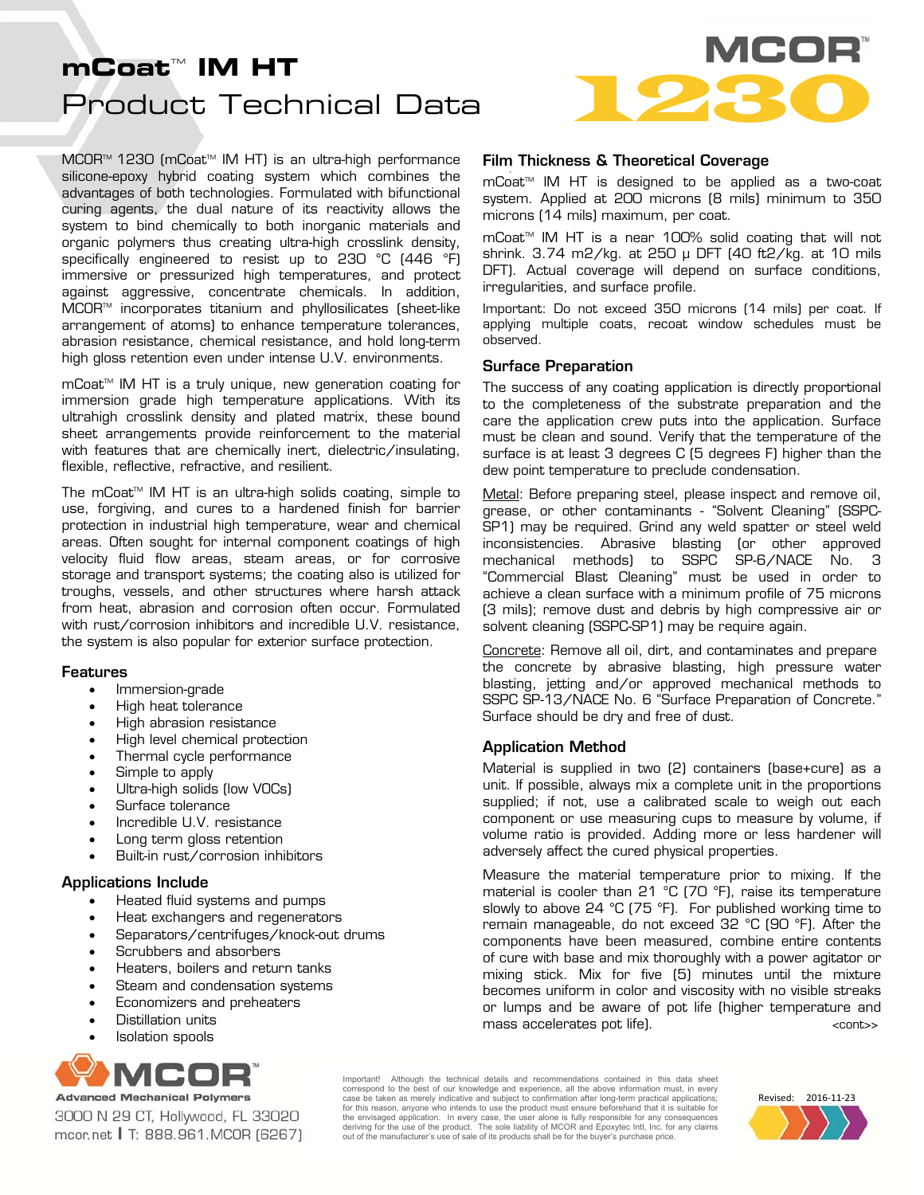# mCoat™ IM HT

## Product Technical Data

MCOR 1230

MCOR™ 1230 (mCoat™ IM HT) is an ultra-high performance silicone-epoxy hybrid coating system which combines the advantages of both technologies. Formulated with bifunctional curing agents, the dual nature of its reactivity allows the system to bind chemically to both inorganic materials and organic polymers thus creating ultra-high crosslink density, specifically engineered to resist up to 230 °C (446 °F) immersive or pressurized high temperatures, and protect against aggressive, concentrate chemicals. In addition, MCOR™ incorporates titanium and phyllosilicates (sheet-like arrangement of atoms) to enhance temperature tolerances, abrasion resistance, chemical resistance, and hold long-term high gloss retention even under intense U.V. environments.

mCoat™ IM HT is a truly unique, new generation coating for immersion grade high temperature applications. With its ultrahigh crosslink density and plated matrix, these bound sheet arrangements provide reinforcement to the material with features that are chemically inert, dielectric/insulating, flexible, reflective, refractive, and resilient.

The mCoat™ IM HT is an ultra-high solids coating, simple to use, forgiving, and cures to a hardened finish for barrier protection in industrial high temperature, wear and chemical areas. Often sought for internal component coatings of high velocity fluid flow areas, steam areas, or for corrosive storage and transport systems; the coating also is utilized for troughs, vessels, and other structures where harsh attack from heat, abrasion and corrosion often occur. Formulated with rust/corrosion inhibitors and incredible U.V. resistance, the system is also popular for exterior surface protection.

### Features

- Immersion-grade
- High heat tolerance
- High abrasion resistance
- High level chemical protection
- Thermal cycle performance
- Simple to apply
- Ultra-high solids (low VOCs)
- Surface tolerance
- Incredible U.V. resistance
- Long term gloss retention
- Built-in rust/corrosion inhibitors

### Applications Include

- Heated fluid systems and pumps
- Heat exchangers and regenerators
- Separators/centrifuges/knock-out drums
- Scrubbers and absorbers
- Heaters, boilers and return tanks
- Steam and condensation systems
- Economizers and preheaters
- Distillation units
- Isolation spools

### Film Thickness & Theoretical Coverage

mCoat™ IM HT is designed to be applied as a two-coat system. Applied at 200 microns (8 mils) minimum to 350 microns (14 mils) maximum, per coat.

mCoat™ IM HT is a near 100% solid coating that will not shrink. 3.74 m2/kg. at 250 μ DFT (40 ft2/kg. at 10 mils DFT). Actual coverage will depend on surface conditions, irregularities, and surface profile.

Important: Do not exceed 350 microns (14 mils) per coat. If applying multiple coats, recoat window schedules must be observed.

### Surface Preparation

The success of any coating application is directly proportional to the completeness of the substrate preparation and the care the application crew puts into the application. Surface must be clean and sound. Verify that the temperature of the surface is at least 3 degrees C (5 degrees F) higher than the dew point temperature to preclude condensation.

Metal: Before preparing steel, please inspect and remove oil, grease, or other contaminants - "Solvent Cleaning" (SSPC-SP1) may be required. Grind any weld spatter or steel weld inconsistencies. Abrasive blasting (or other approved mechanical methods) to SSPC SP-6/NACE No. 3 "Commercial Blast Cleaning" must be used in order to achieve a clean surface with a minimum profile of 75 microns (3 mils); remove dust and debris by high compressive air or solvent cleaning (SSPC-SP1) may be require again.

Concrete: Remove all oil, dirt, and contaminates and prepare the concrete by abrasive blasting, high pressure water blasting, jetting and/or approved mechanical methods to SSPC SP-13/NACE No. 6 "Surface Preparation of Concrete." Surface should be dry and free of dust.

### Application Method

Material is supplied in two (2) containers (base+cure) as a unit. If possible, always mix a complete unit in the proportions supplied; if not, use a calibrated scale to weigh out each component or use measuring cups to measure by volume, if volume ratio is provided. Adding more or less hardener will adversely affect the cured physical properties.

Measure the material temperature prior to mixing. If the material is cooler than 21 °C (70 °F), raise its temperature slowly to above 24 °C (75 °F). For published working time to remain manageable, do not exceed 32 °C (90 °F). After the components have been measured, combine entire contents of cure with base and mix thoroughly with a power agitator or mixing stick. Mix for five (5) minutes until the mixture becomes uniform in color and viscosity with no visible streaks or lumps and be aware of pot life (higher temperature and mass accelerates pot life). <cont>>

MCOR™ Advanced Mechanical Polymers
3000 N 29 CT, Hollywood, FL 33020
mcor.net | T: 888.961.MCOR (6267)

Important! Although the technical details and recommendations contained in this data sheet correspond to the best of our knowledge and experience, all the above information must, in every case be taken as merely indicative and subject to confirmation after long-term practical applications; for this reason, anyone who intends to use the product must ensure beforehand that it is suitable for the envisaged application. In every case, the user alone is fully responsible for any consequences deriving for the use of the product. The sole liability of MCOR and Epoxytec Intl, Inc. for any claims out of the manufacturer's use of sale of its products shall be for the buyer's purchase price.

Revised: 2016-11-23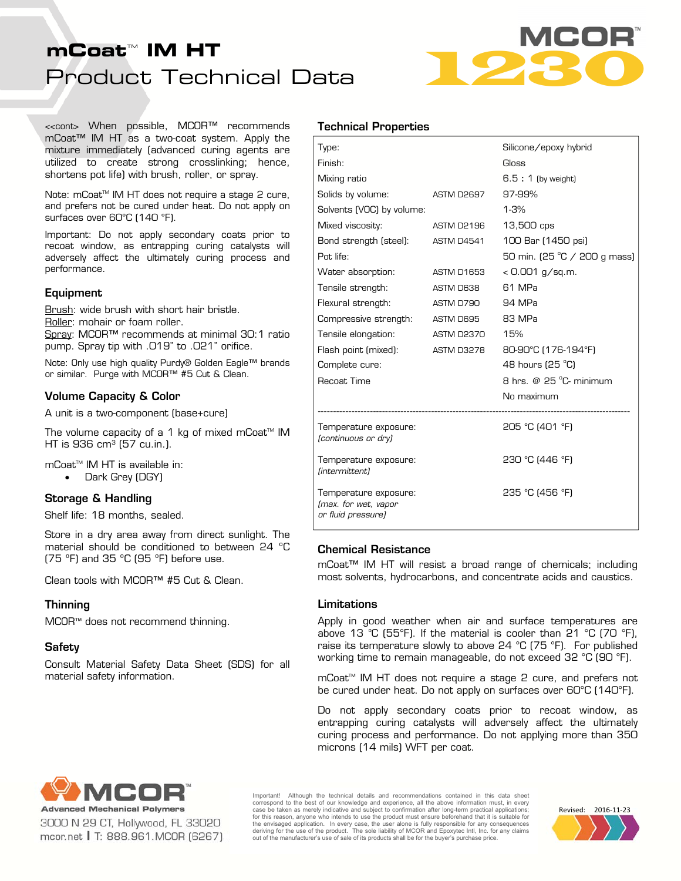# mCoat™ IM HT

## Product Technical Data

<<cont>> When possible, MCOR™ recommends mCoat™ IM HT as a two-coat system. Apply the mixture immediately (advanced curing agents are utilized to create strong crosslinking; hence, shortens pot life) with brush, roller, or spray.

Note: mCoat™ IM HT does not require a stage 2 cure, and prefers not be cured under heat. Do not apply on surfaces over 60°C (140 °F).

Important: Do not apply secondary coats prior to recoat window, as entrapping curing catalysts will adversely affect the ultimately curing process and performance.

### Equipment

Brush: wide brush with short hair bristle.
Roller: mohair or foam roller.
Spray: MCOR™ recommends at minimal 30:1 ratio pump. Spray tip with .019" to .021" orifice.

Note: Only use high quality Purdy® Golden Eagle™ brands or similar. Purge with MCOR™ #5 Cut & Clean.

### Volume Capacity & Color

A unit is a two-component (base+cure)

The volume capacity of a 1 kg of mixed mCoat™ IM HT is 936 cm³ (57 cu.in.).

mCoat™ IM HT is available in:

- Dark Grey (DGY)

### Storage & Handling

Shelf life: 18 months, sealed.

Store in a dry area away from direct sunlight. The material should be conditioned to between 24 °C (75 °F) and 35 °C (95 °F) before use.

Clean tools with MCOR™ #5 Cut & Clean.

### Thinning

MCOR™ does not recommend thinning.

### Safety

Consult Material Safety Data Sheet (SDS) for all material safety information.

### Technical Properties

| | | |
|---|---|---|
| Type: | | Silicone/epoxy hybrid |
| Finish: | | Gloss |
| Mixing ratio | | 6.5 : 1 (by weight) |
| Solids by volume: | ASTM D2697 | 97-99% |
| Solvents (VOC) by volume: | | 1-3% |
| Mixed viscosity: | ASTM D2196 | 13,500 cps |
| Bond strength (steel): | ASTM D4541 | 100 Bar (1450 psi) |
| Pot life: | | 50 min. (25 °C / 200 g mass) |
| Water absorption: | ASTM D1653 | < 0.001 g/sq.m. |
| Tensile strength: | ASTM D638 | 61 MPa |
| Flexural strength: | ASTM D790 | 94 MPa |
| Compressive strength: | ASTM D695 | 83 MPa |
| Tensile elongation: | ASTM D2370 | 15% |
| Flash point (mixed): | ASTM D3278 | 80-90°C (176-194°F) |
| Complete cure: | | 48 hours (25 °C) |
| Recoat Time | | 8 hrs. @ 25 °C- minimum<br>No maximum |
| Temperature exposure: *(continuous or dry)* | | 205 °C (401 °F) |
| Temperature exposure: *(intermittent)* | | 230 °C (446 °F) |
| Temperature exposure: *(max. for wet, vapor or fluid pressure)* | | 235 °C (456 °F) |

### Chemical Resistance

mCoat™ IM HT will resist a broad range of chemicals; including most solvents, hydrocarbons, and concentrate acids and caustics.

### Limitations

Apply in good weather when air and surface temperatures are above 13 °C (55°F). If the material is cooler than 21 °C (70 °F), raise its temperature slowly to above 24 °C (75 °F). For published working time to remain manageable, do not exceed 32 °C (90 °F).

mCoat™ IM HT does not require a stage 2 cure, and prefers not be cured under heat. Do not apply on surfaces over 60°C (140°F).

Do not apply secondary coats prior to recoat window, as entrapping curing catalysts will adversely affect the ultimately curing process and performance. Do not applying more than 350 microns (14 mils) WFT per coat.

MCOR™ Advanced Mechanical Polymers
3000 N 29 CT, Hollywood, FL 33020
mcor.net | T: 888.961.MCOR (6267)

Important! Although the technical details and recommendations contained in this data sheet correspond to the best of our knowledge and experience, all the above information must, in every case be taken as merely indicative and subject to confirmation after long-term practical applications; for this reason, anyone who intends to use the product must ensure beforehand that it is suitable for the envisaged application. In every case, the user alone is fully responsible for any consequences deriving for the use of the product. The sole liability of MCOR and Epoxytec Intl, Inc. for any claims out of the manufacturer's use of sale of its products shall be for the buyer's purchase price.

Revised: 2016-11-23